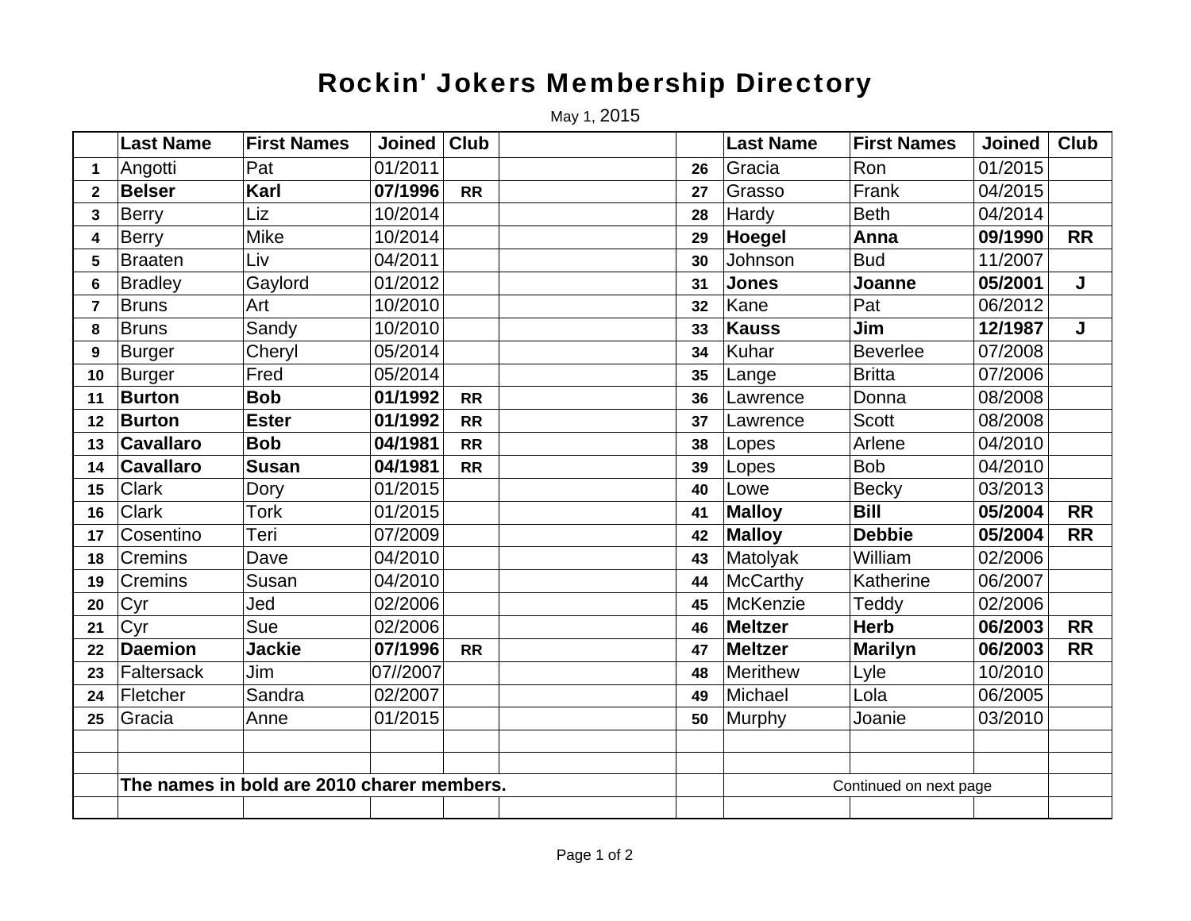# Rockin' Jokers Membership Directory

May 1, 2015

| | Last Name | First Names | Joined | Club | | | Last Name | First Names | Joined | Club |
|---|---|---|---|---|---|---|---|---|---|---|
| 1 | Angotti | Pat | 01/2011 | | | 26 | Gracia | Ron | 01/2015 | |
| 2 | **Belser** | **Karl** | **07/1996** | **RR** | | 27 | Grasso | Frank | 04/2015 | |
| 3 | Berry | Liz | 10/2014 | | | 28 | Hardy | Beth | 04/2014 | |
| 4 | Berry | Mike | 10/2014 | | | 29 | **Hoegel** | **Anna** | **09/1990** | **RR** |
| 5 | Braaten | Liv | 04/2011 | | | 30 | Johnson | Bud | 11/2007 | |
| 6 | Bradley | Gaylord | 01/2012 | | | 31 | **Jones** | **Joanne** | **05/2001** | **J** |
| 7 | Bruns | Art | 10/2010 | | | 32 | Kane | Pat | 06/2012 | |
| 8 | Bruns | Sandy | 10/2010 | | | 33 | **Kauss** | **Jim** | **12/1987** | **J** |
| 9 | Burger | Cheryl | 05/2014 | | | 34 | Kuhar | Beverlee | 07/2008 | |
| 10 | Burger | Fred | 05/2014 | | | 35 | Lange | Britta | 07/2006 | |
| 11 | **Burton** | **Bob** | **01/1992** | **RR** | | 36 | Lawrence | Donna | 08/2008 | |
| 12 | **Burton** | **Ester** | **01/1992** | **RR** | | 37 | Lawrence | Scott | 08/2008 | |
| 13 | **Cavallaro** | **Bob** | **04/1981** | **RR** | | 38 | Lopes | Arlene | 04/2010 | |
| 14 | **Cavallaro** | **Susan** | **04/1981** | **RR** | | 39 | Lopes | Bob | 04/2010 | |
| 15 | Clark | Dory | 01/2015 | | | 40 | Lowe | Becky | 03/2013 | |
| 16 | Clark | Tork | 01/2015 | | | 41 | **Malloy** | **Bill** | **05/2004** | **RR** |
| 17 | Cosentino | Teri | 07/2009 | | | 42 | **Malloy** | **Debbie** | **05/2004** | **RR** |
| 18 | Cremins | Dave | 04/2010 | | | 43 | Matolyak | William | 02/2006 | |
| 19 | Cremins | Susan | 04/2010 | | | 44 | McCarthy | Katherine | 06/2007 | |
| 20 | Cyr | Jed | 02/2006 | | | 45 | McKenzie | Teddy | 02/2006 | |
| 21 | Cyr | Sue | 02/2006 | | | 46 | **Meltzer** | **Herb** | **06/2003** | **RR** |
| 22 | **Daemion** | **Jackie** | **07/1996** | **RR** | | 47 | **Meltzer** | **Marilyn** | **06/2003** | **RR** |
| 23 | Faltersack | Jim | 07//2007 | | | 48 | Merithew | Lyle | 10/2010 | |
| 24 | Fletcher | Sandra | 02/2007 | | | 49 | Michael | Lola | 06/2005 | |
| 25 | Gracia | Anne | 01/2015 | | | 50 | Murphy | Joanie | 03/2010 | |

**The names in bold are 2010 charer members.**

Continued on next page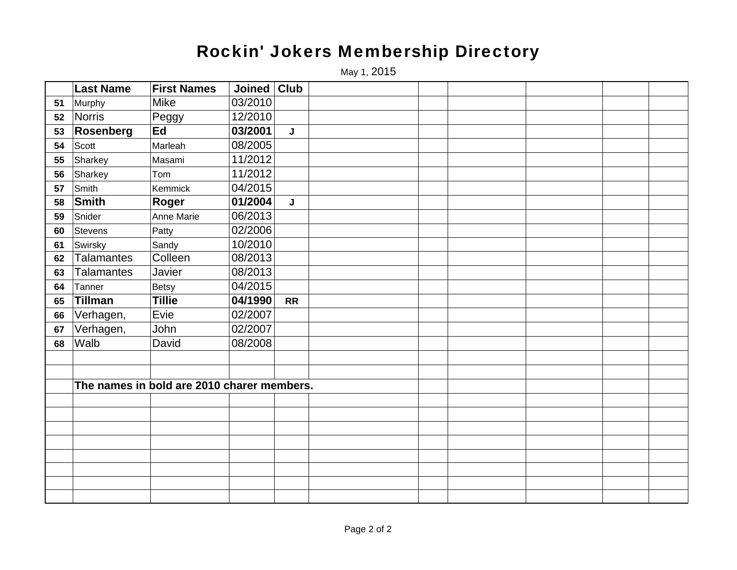# Rockin' Jokers Membership Directory

May 1, 2015

| | Last Name | First Names | Joined | Club | | | | | | |
|---|---|---|---|---|---|---|---|---|---|---|
| **51** | Murphy | Mike | 03/2010 | | | | | | | |
| **52** | Norris | Peggy | 12/2010 | | | | | | | |
| **53** | **Rosenberg** | **Ed** | **03/2001** | **J** | | | | | | |
| **54** | Scott | Marleah | 08/2005 | | | | | | | |
| **55** | Sharkey | Masami | 11/2012 | | | | | | | |
| **56** | Sharkey | Tom | 11/2012 | | | | | | | |
| **57** | Smith | Kemmick | 04/2015 | | | | | | | |
| **58** | **Smith** | **Roger** | **01/2004** | **J** | | | | | | |
| **59** | Snider | Anne Marie | 06/2013 | | | | | | | |
| **60** | Stevens | Patty | 02/2006 | | | | | | | |
| **61** | Swirsky | Sandy | 10/2010 | | | | | | | |
| **62** | Talamantes | Colleen | 08/2013 | | | | | | | |
| **63** | Talamantes | Javier | 08/2013 | | | | | | | |
| **64** | Tanner | Betsy | 04/2015 | | | | | | | |
| **65** | **Tillman** | **Tillie** | **04/1990** | **RR** | | | | | | |
| **66** | Verhagen, | Evie | 02/2007 | | | | | | | |
| **67** | Verhagen, | John | 02/2007 | | | | | | | |
| **68** | Walb | David | 08/2008 | | | | | | | |
| | | | | | | | | | | |
| | | | | | | | | | | |
| | **The names in bold are 2010 charer members.** | | | | | | | | | |